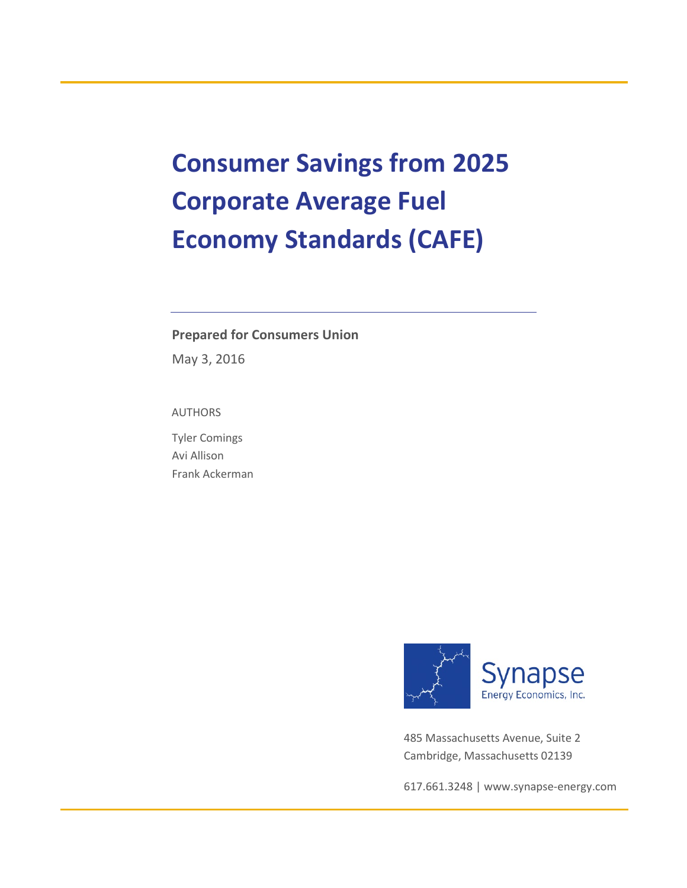# Consumer Savings from 2025 Corporate Average Fuel Economy Standards (CAFE)

**Prepared for Consumers Union**

May 3, 2016

AUTHORS

Tyler Comings
Avi Allison
Frank Ackerman

Synapse
Energy Economics, Inc.

485 Massachusetts Avenue, Suite 2
Cambridge, Massachusetts 02139

617.661.3248 | www.synapse-energy.com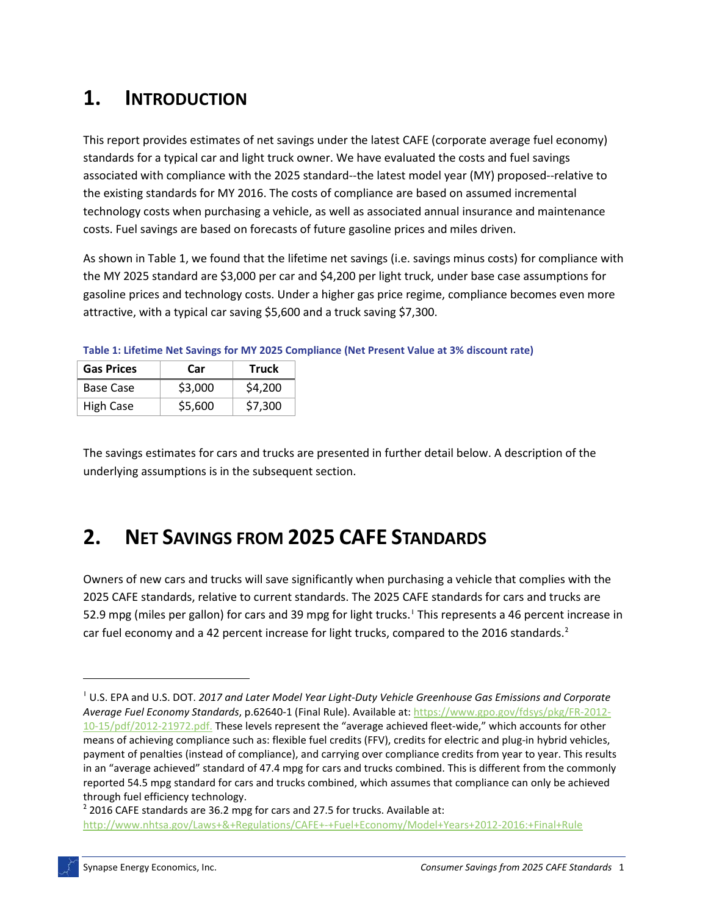# 1. INTRODUCTION

This report provides estimates of net savings under the latest CAFE (corporate average fuel economy) standards for a typical car and light truck owner. We have evaluated the costs and fuel savings associated with compliance with the 2025 standard--the latest model year (MY) proposed--relative to the existing standards for MY 2016. The costs of compliance are based on assumed incremental technology costs when purchasing a vehicle, as well as associated annual insurance and maintenance costs. Fuel savings are based on forecasts of future gasoline prices and miles driven.

As shown in Table 1, we found that the lifetime net savings (i.e. savings minus costs) for compliance with the MY 2025 standard are $3,000 per car and $4,200 per light truck, under base case assumptions for gasoline prices and technology costs. Under a higher gas price regime, compliance becomes even more attractive, with a typical car saving $5,600 and a truck saving $7,300.

**Table 1: Lifetime Net Savings for MY 2025 Compliance (Net Present Value at 3% discount rate)**

| Gas Prices | Car | Truck |
|---|---|---|
| Base Case | $3,000 | $4,200 |
| High Case | $5,600 | $7,300 |

The savings estimates for cars and trucks are presented in further detail below. A description of the underlying assumptions is in the subsequent section.

# 2. NET SAVINGS FROM 2025 CAFE STANDARDS

Owners of new cars and trucks will save significantly when purchasing a vehicle that complies with the 2025 CAFE standards, relative to current standards. The 2025 CAFE standards for cars and trucks are 52.9 mpg (miles per gallon) for cars and 39 mpg for light trucks.[1] This represents a 46 percent increase in car fuel economy and a 42 percent increase for light trucks, compared to the 2016 standards.[2]

---

[1] U.S. EPA and U.S. DOT. *2017 and Later Model Year Light-Duty Vehicle Greenhouse Gas Emissions and Corporate Average Fuel Economy Standards*, p.62640-1 (Final Rule). Available at: https://www.gpo.gov/fdsys/pkg/FR-2012-10-15/pdf/2012-21972.pdf. These levels represent the "average achieved fleet-wide," which accounts for other means of achieving compliance such as: flexible fuel credits (FFV), credits for electric and plug-in hybrid vehicles, payment of penalties (instead of compliance), and carrying over compliance credits from year to year. This results in an "average achieved" standard of 47.4 mpg for cars and trucks combined. This is different from the commonly reported 54.5 mpg standard for cars and trucks combined, which assumes that compliance can only be achieved through fuel efficiency technology.

[2] 2016 CAFE standards are 36.2 mpg for cars and 27.5 for trucks. Available at: http://www.nhtsa.gov/Laws+&+Regulations/CAFE+-+Fuel+Economy/Model+Years+2012-2016:+Final+Rule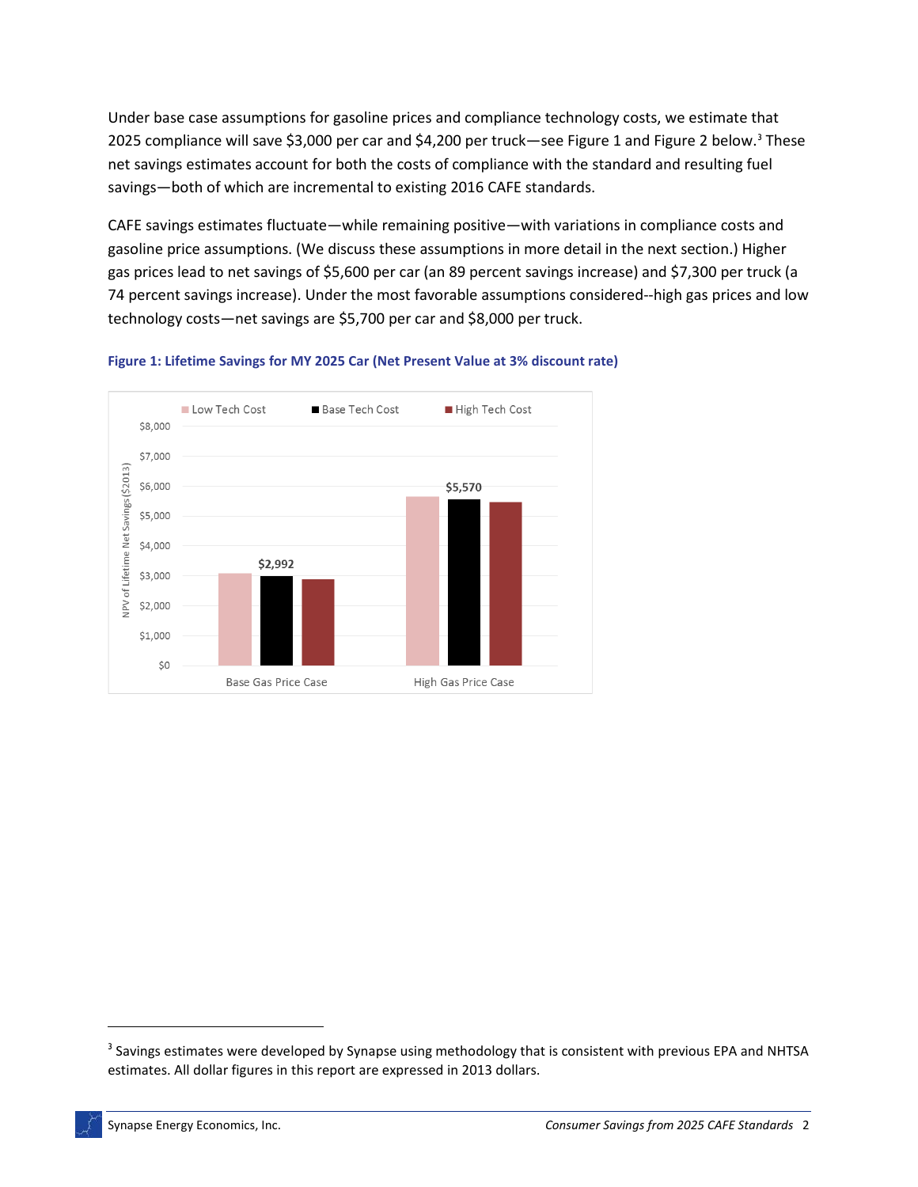Under base case assumptions for gasoline prices and compliance technology costs, we estimate that 2025 compliance will save $3,000 per car and $4,200 per truck—see Figure 1 and Figure 2 below.[3] These net savings estimates account for both the costs of compliance with the standard and resulting fuel savings—both of which are incremental to existing 2016 CAFE standards.

CAFE savings estimates fluctuate—while remaining positive—with variations in compliance costs and gasoline price assumptions. (We discuss these assumptions in more detail in the next section.) Higher gas prices lead to net savings of $5,600 per car (an 89 percent savings increase) and $7,300 per truck (a 74 percent savings increase). Under the most favorable assumptions considered--high gas prices and low technology costs—net savings are $5,700 per car and $8,000 per truck.

**Figure 1: Lifetime Savings for MY 2025 Car (Net Present Value at 3% discount rate)**

---

[3] Savings estimates were developed by Synapse using methodology that is consistent with previous EPA and NHTSA estimates. All dollar figures in this report are expressed in 2013 dollars.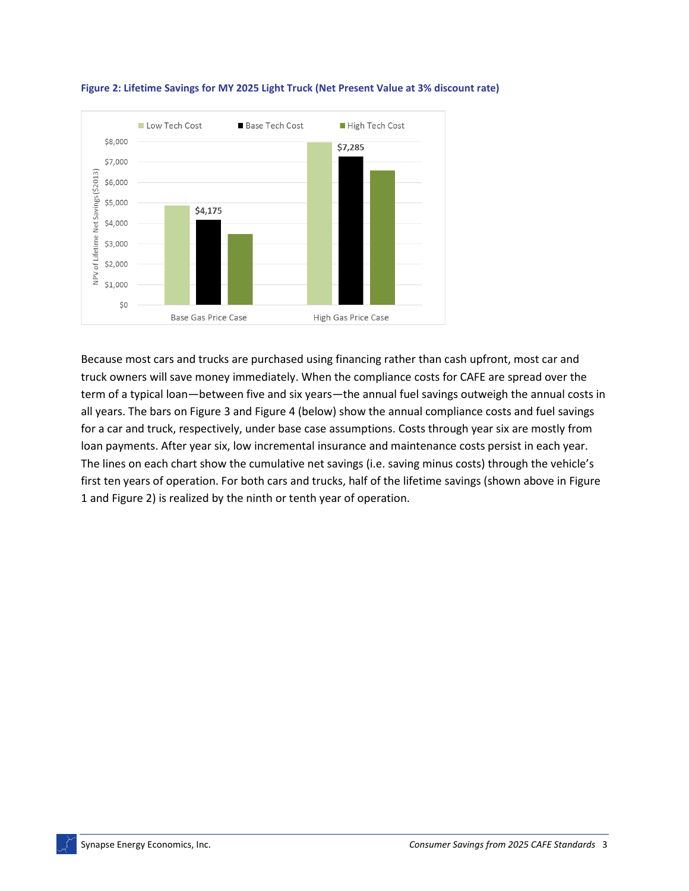**Figure 2: Lifetime Savings for MY 2025 Light Truck (Net Present Value at 3% discount rate)**

Because most cars and trucks are purchased using financing rather than cash upfront, most car and truck owners will save money immediately. When the compliance costs for CAFE are spread over the term of a typical loan—between five and six years—the annual fuel savings outweigh the annual costs in all years. The bars on Figure 3 and Figure 4 (below) show the annual compliance costs and fuel savings for a car and truck, respectively, under base case assumptions. Costs through year six are mostly from loan payments. After year six, low incremental insurance and maintenance costs persist in each year. The lines on each chart show the cumulative net savings (i.e. saving minus costs) through the vehicle's first ten years of operation. For both cars and trucks, half of the lifetime savings (shown above in Figure 1 and Figure 2) is realized by the ninth or tenth year of operation.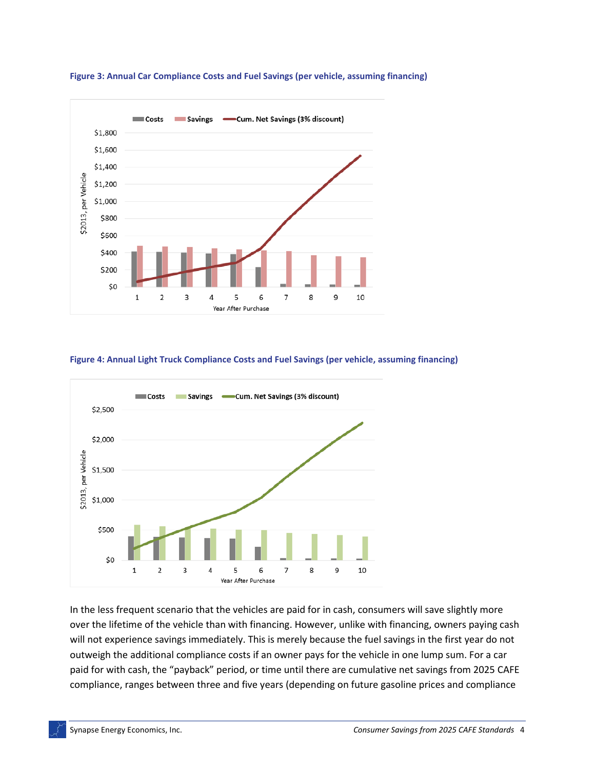**Figure 3: Annual Car Compliance Costs and Fuel Savings (per vehicle, assuming financing)**

**Figure 4: Annual Light Truck Compliance Costs and Fuel Savings (per vehicle, assuming financing)**

In the less frequent scenario that the vehicles are paid for in cash, consumers will save slightly more over the lifetime of the vehicle than with financing. However, unlike with financing, owners paying cash will not experience savings immediately. This is merely because the fuel savings in the first year do not outweigh the additional compliance costs if an owner pays for the vehicle in one lump sum. For a car paid for with cash, the "payback" period, or time until there are cumulative net savings from 2025 CAFE compliance, ranges between three and five years (depending on future gasoline prices and compliance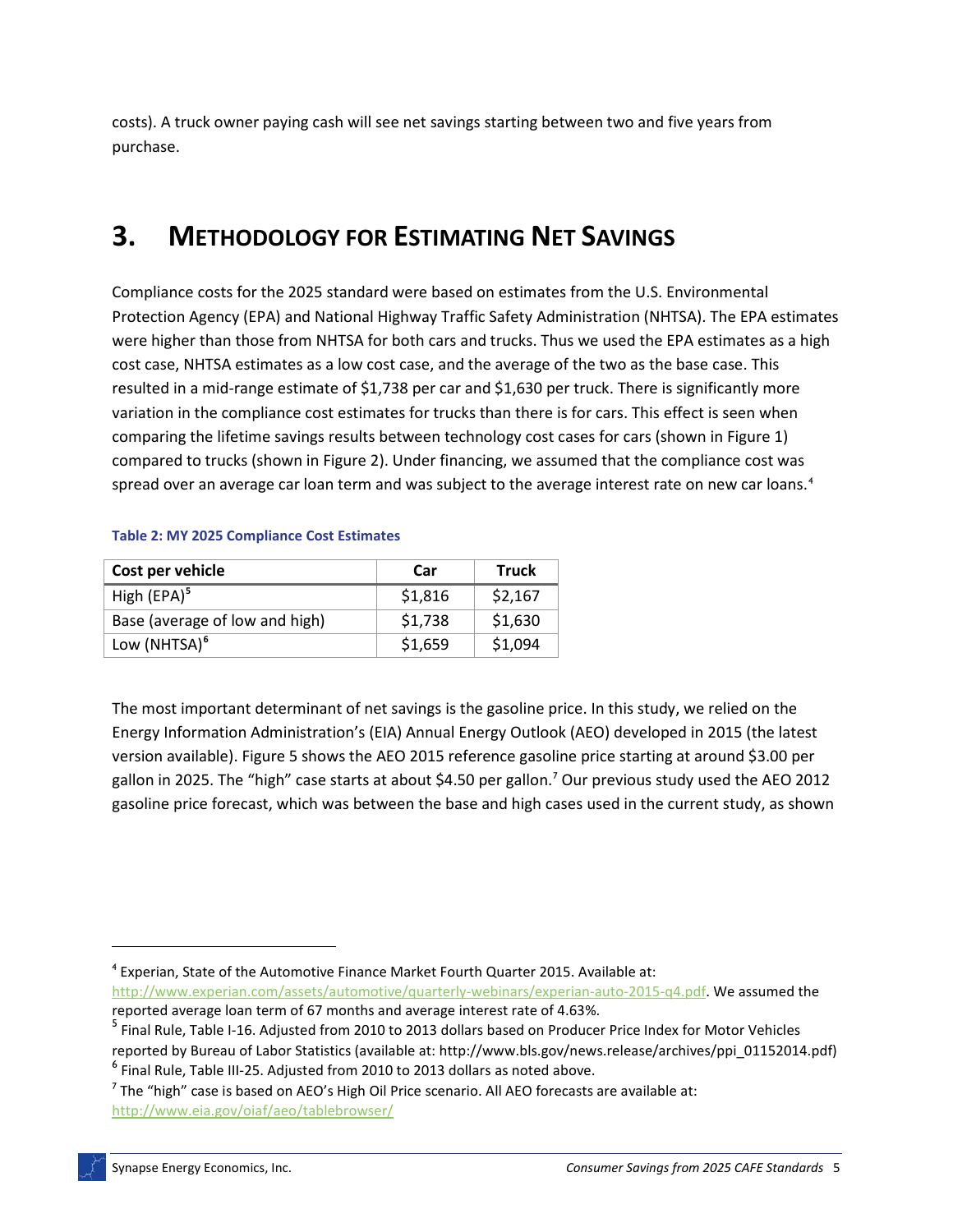costs). A truck owner paying cash will see net savings starting between two and five years from purchase.

# 3. Methodology for Estimating Net Savings

Compliance costs for the 2025 standard were based on estimates from the U.S. Environmental Protection Agency (EPA) and National Highway Traffic Safety Administration (NHTSA). The EPA estimates were higher than those from NHTSA for both cars and trucks. Thus we used the EPA estimates as a high cost case, NHTSA estimates as a low cost case, and the average of the two as the base case. This resulted in a mid-range estimate of $1,738 per car and $1,630 per truck. There is significantly more variation in the compliance cost estimates for trucks than there is for cars. This effect is seen when comparing the lifetime savings results between technology cost cases for cars (shown in Figure 1) compared to trucks (shown in Figure 2). Under financing, we assumed that the compliance cost was spread over an average car loan term and was subject to the average interest rate on new car loans.[4]

**Table 2: MY 2025 Compliance Cost Estimates**

| Cost per vehicle | Car | Truck |
|---|---|---|
| High (EPA)[5] | $1,816 | $2,167 |
| Base (average of low and high) | $1,738 | $1,630 |
| Low (NHTSA)[6] | $1,659 | $1,094 |

The most important determinant of net savings is the gasoline price. In this study, we relied on the Energy Information Administration's (EIA) Annual Energy Outlook (AEO) developed in 2015 (the latest version available). Figure 5 shows the AEO 2015 reference gasoline price starting at around $3.00 per gallon in 2025. The "high" case starts at about $4.50 per gallon.[7] Our previous study used the AEO 2012 gasoline price forecast, which was between the base and high cases used in the current study, as shown

[4] Experian, State of the Automotive Finance Market Fourth Quarter 2015. Available at: http://www.experian.com/assets/automotive/quarterly-webinars/experian-auto-2015-q4.pdf. We assumed the reported average loan term of 67 months and average interest rate of 4.63%.

[5] Final Rule, Table I-16. Adjusted from 2010 to 2013 dollars based on Producer Price Index for Motor Vehicles reported by Bureau of Labor Statistics (available at: http://www.bls.gov/news.release/archives/ppi_01152014.pdf)

[6] Final Rule, Table III-25. Adjusted from 2010 to 2013 dollars as noted above.

[7] The "high" case is based on AEO's High Oil Price scenario. All AEO forecasts are available at: http://www.eia.gov/oiaf/aeo/tablebrowser/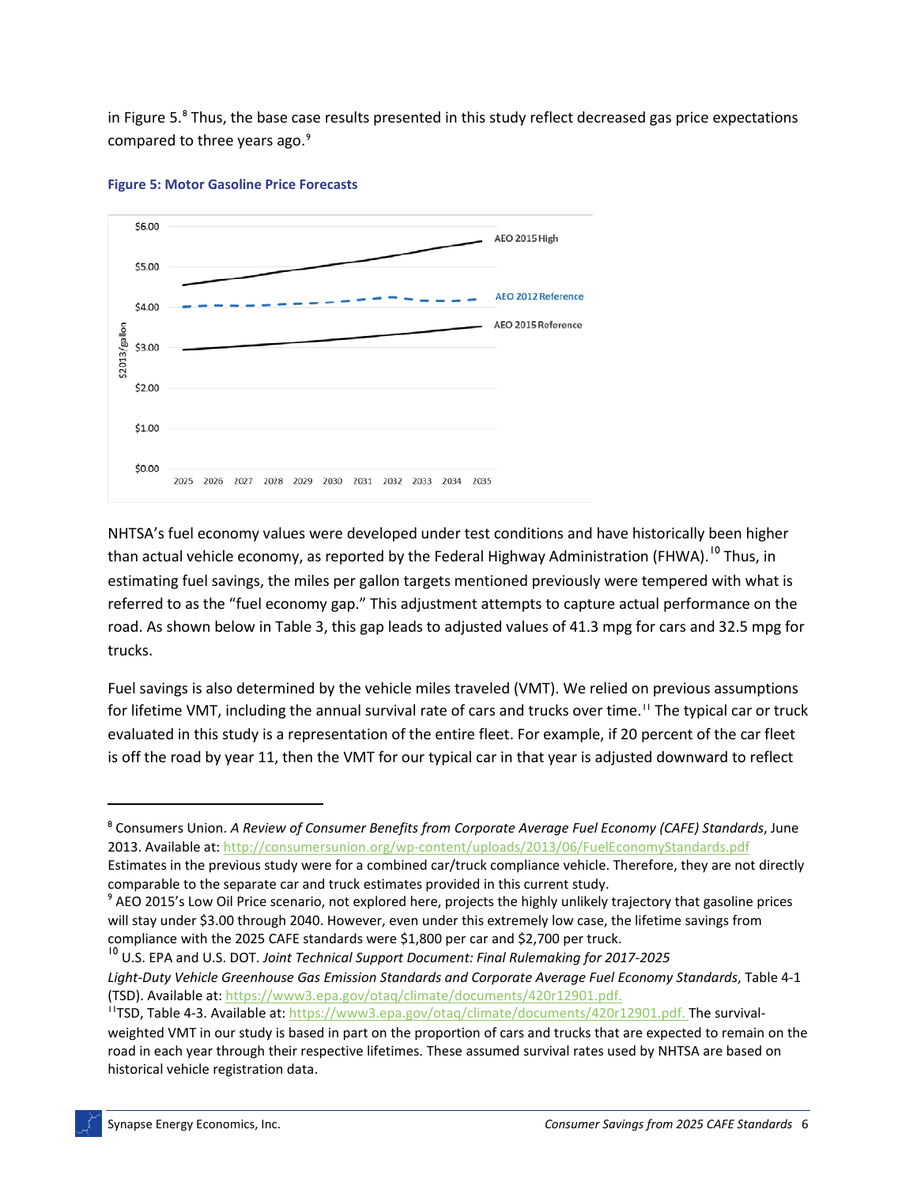in Figure 5.[8] Thus, the base case results presented in this study reflect decreased gas price expectations compared to three years ago.[9]

**Figure 5: Motor Gasoline Price Forecasts**

NHTSA's fuel economy values were developed under test conditions and have historically been higher than actual vehicle economy, as reported by the Federal Highway Administration (FHWA).[10] Thus, in estimating fuel savings, the miles per gallon targets mentioned previously were tempered with what is referred to as the "fuel economy gap." This adjustment attempts to capture actual performance on the road. As shown below in Table 3, this gap leads to adjusted values of 41.3 mpg for cars and 32.5 mpg for trucks.

Fuel savings is also determined by the vehicle miles traveled (VMT). We relied on previous assumptions for lifetime VMT, including the annual survival rate of cars and trucks over time.[11] The typical car or truck evaluated in this study is a representation of the entire fleet. For example, if 20 percent of the car fleet is off the road by year 11, then the VMT for our typical car in that year is adjusted downward to reflect

---

[8] Consumers Union. *A Review of Consumer Benefits from Corporate Average Fuel Economy (CAFE) Standards*, June 2013. Available at: http://consumersunion.org/wp-content/uploads/2013/06/FuelEconomyStandards.pdf Estimates in the previous study were for a combined car/truck compliance vehicle. Therefore, they are not directly comparable to the separate car and truck estimates provided in this current study.

[9] AEO 2015's Low Oil Price scenario, not explored here, projects the highly unlikely trajectory that gasoline prices will stay under $3.00 through 2040. However, even under this extremely low case, the lifetime savings from compliance with the 2025 CAFE standards were $1,800 per car and $2,700 per truck.

[10] U.S. EPA and U.S. DOT. *Joint Technical Support Document: Final Rulemaking for 2017-2025 Light-Duty Vehicle Greenhouse Gas Emission Standards and Corporate Average Fuel Economy Standards*, Table 4-1 (TSD). Available at: https://www3.epa.gov/otaq/climate/documents/420r12901.pdf.

[11] TSD, Table 4-3. Available at: https://www3.epa.gov/otaq/climate/documents/420r12901.pdf. The survival-weighted VMT in our study is based in part on the proportion of cars and trucks that are expected to remain on the road in each year through their respective lifetimes. These assumed survival rates used by NHTSA are based on historical vehicle registration data.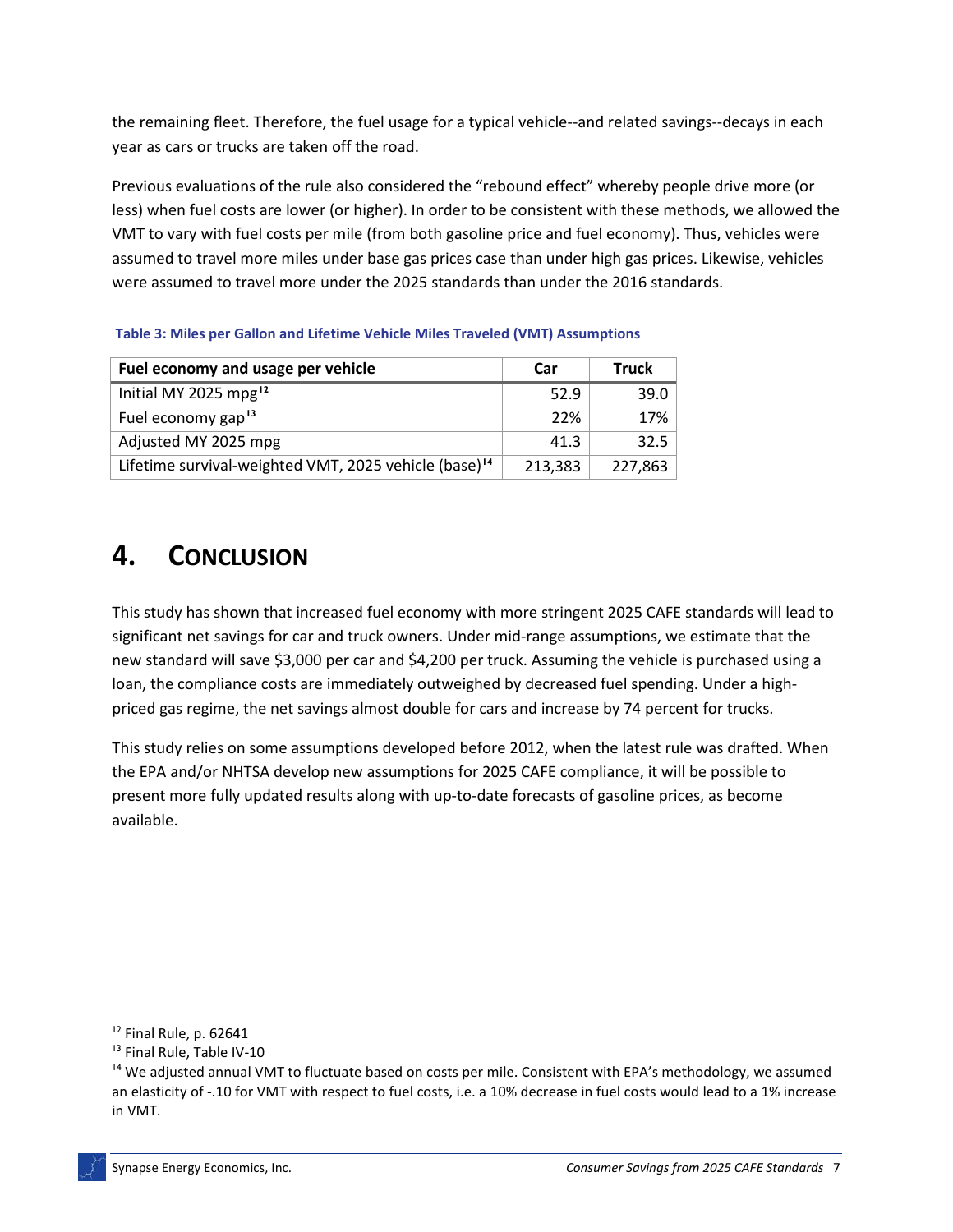the remaining fleet. Therefore, the fuel usage for a typical vehicle--and related savings--decays in each year as cars or trucks are taken off the road.

Previous evaluations of the rule also considered the "rebound effect" whereby people drive more (or less) when fuel costs are lower (or higher). In order to be consistent with these methods, we allowed the VMT to vary with fuel costs per mile (from both gasoline price and fuel economy). Thus, vehicles were assumed to travel more miles under base gas prices case than under high gas prices. Likewise, vehicles were assumed to travel more under the 2025 standards than under the 2016 standards.

**Table 3: Miles per Gallon and Lifetime Vehicle Miles Traveled (VMT) Assumptions**

| Fuel economy and usage per vehicle | Car | Truck |
| --- | --- | --- |
| Initial MY 2025 mpg[12] | 52.9 | 39.0 |
| Fuel economy gap[13] | 22% | 17% |
| Adjusted MY 2025 mpg | 41.3 | 32.5 |
| Lifetime survival-weighted VMT, 2025 vehicle (base)[14] | 213,383 | 227,863 |

# 4. Conclusion

This study has shown that increased fuel economy with more stringent 2025 CAFE standards will lead to significant net savings for car and truck owners. Under mid-range assumptions, we estimate that the new standard will save $3,000 per car and $4,200 per truck. Assuming the vehicle is purchased using a loan, the compliance costs are immediately outweighed by decreased fuel spending. Under a high-priced gas regime, the net savings almost double for cars and increase by 74 percent for trucks.

This study relies on some assumptions developed before 2012, when the latest rule was drafted. When the EPA and/or NHTSA develop new assumptions for 2025 CAFE compliance, it will be possible to present more fully updated results along with up-to-date forecasts of gasoline prices, as become available.

---

[12] Final Rule, p. 62641

[13] Final Rule, Table IV-10

[14] We adjusted annual VMT to fluctuate based on costs per mile. Consistent with EPA's methodology, we assumed an elasticity of -.10 for VMT with respect to fuel costs, i.e. a 10% decrease in fuel costs would lead to a 1% increase in VMT.